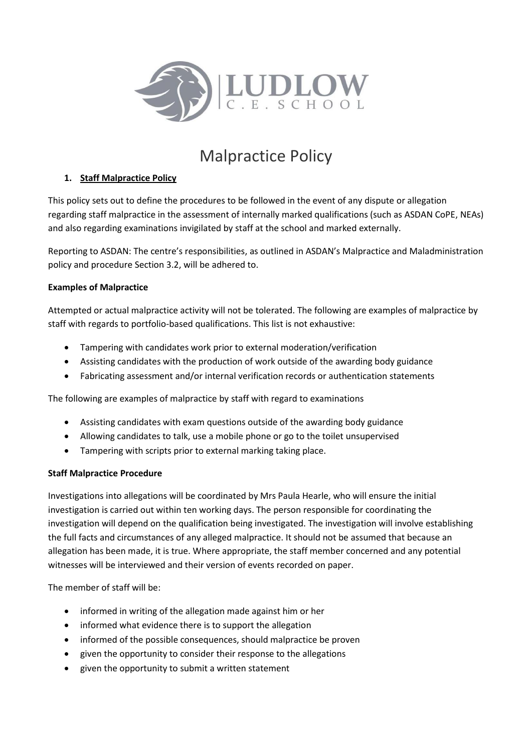# Malpractice Policy

## 1. Staff Malpractice Policy

This policy sets out to define the procedures to be followed in the event of any dispute or allegation regarding staff malpractice in the assessment of internally marked qualifications (such as ASDAN CoPE, NEAs) and also regarding examinations invigilated by staff at the school and marked externally.

Reporting to ASDAN: The centre's responsibilities, as outlined in ASDAN's Malpractice and Maladministration policy and procedure Section 3.2, will be adhered to.

### Examples of Malpractice

Attempted or actual malpractice activity will not be tolerated. The following are examples of malpractice by staff with regards to portfolio-based qualifications. This list is not exhaustive:

- Tampering with candidates work prior to external moderation/verification
- Assisting candidates with the production of work outside of the awarding body guidance
- Fabricating assessment and/or internal verification records or authentication statements

The following are examples of malpractice by staff with regard to examinations

- Assisting candidates with exam questions outside of the awarding body guidance
- Allowing candidates to talk, use a mobile phone or go to the toilet unsupervised
- Tampering with scripts prior to external marking taking place.

### Staff Malpractice Procedure

Investigations into allegations will be coordinated by Mrs Paula Hearle, who will ensure the initial investigation is carried out within ten working days. The person responsible for coordinating the investigation will depend on the qualification being investigated. The investigation will involve establishing the full facts and circumstances of any alleged malpractice. It should not be assumed that because an allegation has been made, it is true. Where appropriate, the staff member concerned and any potential witnesses will be interviewed and their version of events recorded on paper.

The member of staff will be:

- informed in writing of the allegation made against him or her
- informed what evidence there is to support the allegation
- informed of the possible consequences, should malpractice be proven
- given the opportunity to consider their response to the allegations
- given the opportunity to submit a written statement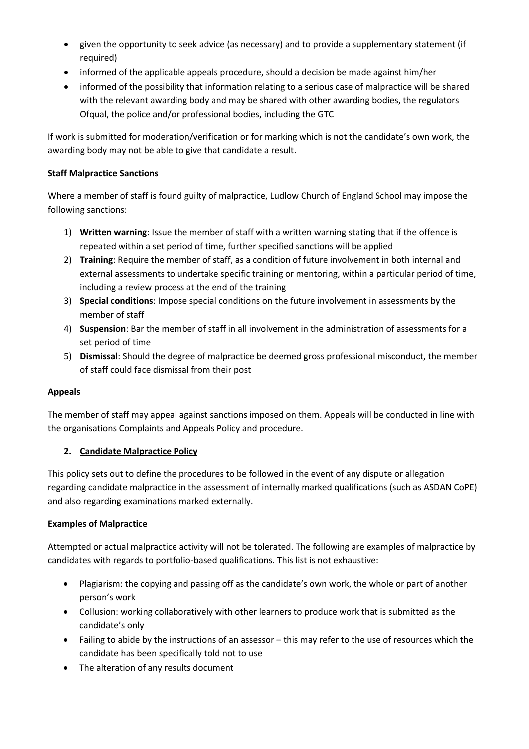- given the opportunity to seek advice (as necessary) and to provide a supplementary statement (if required)
- informed of the applicable appeals procedure, should a decision be made against him/her
- informed of the possibility that information relating to a serious case of malpractice will be shared with the relevant awarding body and may be shared with other awarding bodies, the regulators Ofqual, the police and/or professional bodies, including the GTC

If work is submitted for moderation/verification or for marking which is not the candidate's own work, the awarding body may not be able to give that candidate a result.

**Staff Malpractice Sanctions**

Where a member of staff is found guilty of malpractice, Ludlow Church of England School may impose the following sanctions:

1) **Written warning**: Issue the member of staff with a written warning stating that if the offence is repeated within a set period of time, further specified sanctions will be applied
2) **Training**: Require the member of staff, as a condition of future involvement in both internal and external assessments to undertake specific training or mentoring, within a particular period of time, including a review process at the end of the training
3) **Special conditions**: Impose special conditions on the future involvement in assessments by the member of staff
4) **Suspension**: Bar the member of staff in all involvement in the administration of assessments for a set period of time
5) **Dismissal**: Should the degree of malpractice be deemed gross professional misconduct, the member of staff could face dismissal from their post

**Appeals**

The member of staff may appeal against sanctions imposed on them. Appeals will be conducted in line with the organisations Complaints and Appeals Policy and procedure.

## 2. Candidate Malpractice Policy

This policy sets out to define the procedures to be followed in the event of any dispute or allegation regarding candidate malpractice in the assessment of internally marked qualifications (such as ASDAN CoPE) and also regarding examinations marked externally.

**Examples of Malpractice**

Attempted or actual malpractice activity will not be tolerated. The following are examples of malpractice by candidates with regards to portfolio-based qualifications. This list is not exhaustive:

- Plagiarism: the copying and passing off as the candidate's own work, the whole or part of another person's work
- Collusion: working collaboratively with other learners to produce work that is submitted as the candidate's only
- Failing to abide by the instructions of an assessor – this may refer to the use of resources which the candidate has been specifically told not to use
- The alteration of any results document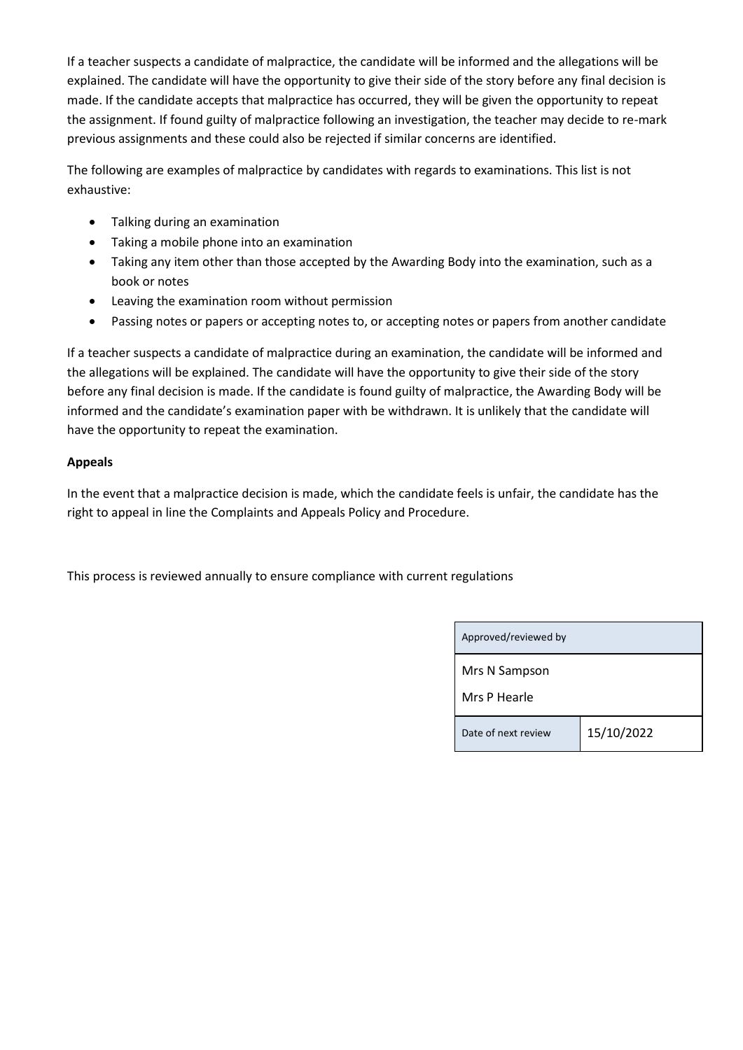If a teacher suspects a candidate of malpractice, the candidate will be informed and the allegations will be explained. The candidate will have the opportunity to give their side of the story before any final decision is made. If the candidate accepts that malpractice has occurred, they will be given the opportunity to repeat the assignment. If found guilty of malpractice following an investigation, the teacher may decide to re-mark previous assignments and these could also be rejected if similar concerns are identified.

The following are examples of malpractice by candidates with regards to examinations. This list is not exhaustive:

- Talking during an examination
- Taking a mobile phone into an examination
- Taking any item other than those accepted by the Awarding Body into the examination, such as a book or notes
- Leaving the examination room without permission
- Passing notes or papers or accepting notes to, or accepting notes or papers from another candidate

If a teacher suspects a candidate of malpractice during an examination, the candidate will be informed and the allegations will be explained. The candidate will have the opportunity to give their side of the story before any final decision is made. If the candidate is found guilty of malpractice, the Awarding Body will be informed and the candidate's examination paper with be withdrawn. It is unlikely that the candidate will have the opportunity to repeat the examination.

**Appeals**

In the event that a malpractice decision is made, which the candidate feels is unfair, the candidate has the right to appeal in line the Complaints and Appeals Policy and Procedure.

This process is reviewed annually to ensure compliance with current regulations

| Approved/reviewed by | |
|---|---|
| Mrs N Sampson<br>Mrs P Hearle | |
| Date of next review | 15/10/2022 |